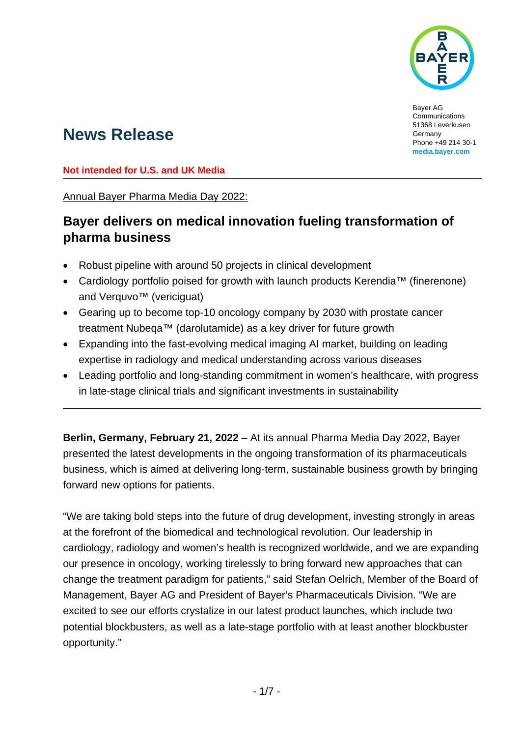Bayer AG
Communications
51368 Leverkusen
Germany
Phone +49 214 30-1
**media.bayer.com**

# News Release

**Not intended for U.S. and UK Media**

Annual Bayer Pharma Media Day 2022:

## Bayer delivers on medical innovation fueling transformation of pharma business

- Robust pipeline with around 50 projects in clinical development
- Cardiology portfolio poised for growth with launch products Kerendia™ (finerenone) and Verquvo™ (vericiguat)
- Gearing up to become top-10 oncology company by 2030 with prostate cancer treatment Nubeqa™ (darolutamide) as a key driver for future growth
- Expanding into the fast-evolving medical imaging AI market, building on leading expertise in radiology and medical understanding across various diseases
- Leading portfolio and long-standing commitment in women's healthcare, with progress in late-stage clinical trials and significant investments in sustainability

**Berlin, Germany, February 21, 2022** – At its annual Pharma Media Day 2022, Bayer presented the latest developments in the ongoing transformation of its pharmaceuticals business, which is aimed at delivering long-term, sustainable business growth by bringing forward new options for patients.

"We are taking bold steps into the future of drug development, investing strongly in areas at the forefront of the biomedical and technological revolution. Our leadership in cardiology, radiology and women's health is recognized worldwide, and we are expanding our presence in oncology, working tirelessly to bring forward new approaches that can change the treatment paradigm for patients," said Stefan Oelrich, Member of the Board of Management, Bayer AG and President of Bayer's Pharmaceuticals Division. "We are excited to see our efforts crystalize in our latest product launches, which include two potential blockbusters, as well as a late-stage portfolio with at least another blockbuster opportunity."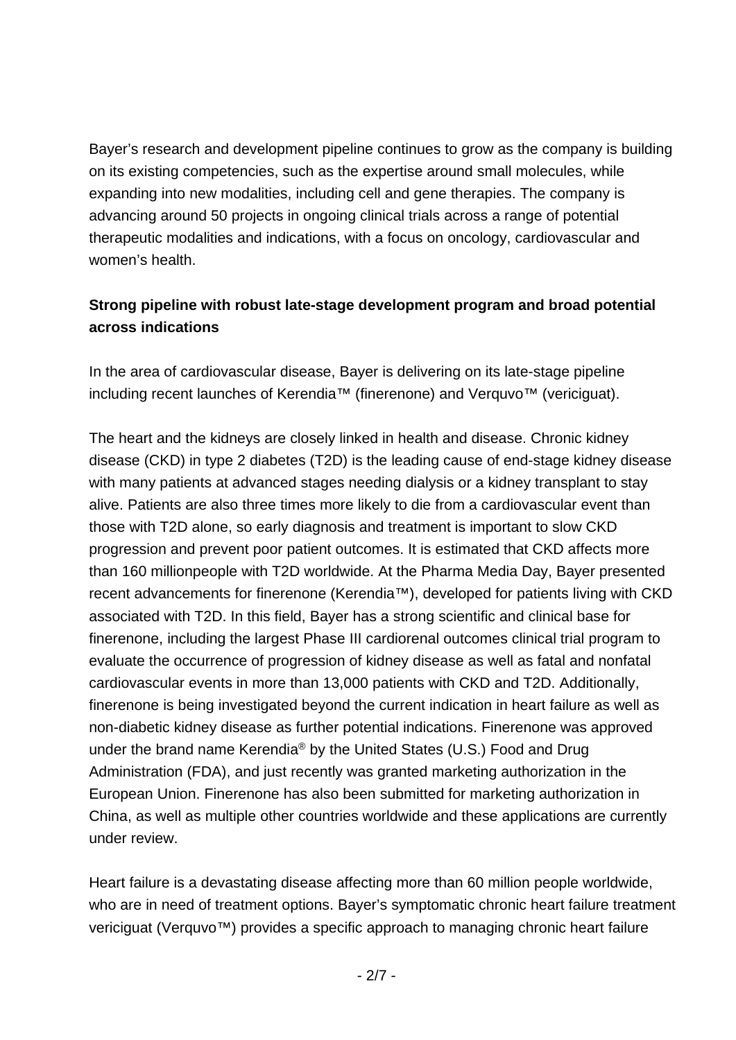Bayer's research and development pipeline continues to grow as the company is building on its existing competencies, such as the expertise around small molecules, while expanding into new modalities, including cell and gene therapies. The company is advancing around 50 projects in ongoing clinical trials across a range of potential therapeutic modalities and indications, with a focus on oncology, cardiovascular and women's health.

**Strong pipeline with robust late-stage development program and broad potential across indications**

In the area of cardiovascular disease, Bayer is delivering on its late-stage pipeline including recent launches of Kerendia™ (finerenone) and Verquvo™ (vericiguat).

The heart and the kidneys are closely linked in health and disease. Chronic kidney disease (CKD) in type 2 diabetes (T2D) is the leading cause of end-stage kidney disease with many patients at advanced stages needing dialysis or a kidney transplant to stay alive. Patients are also three times more likely to die from a cardiovascular event than those with T2D alone, so early diagnosis and treatment is important to slow CKD progression and prevent poor patient outcomes. It is estimated that CKD affects more than 160 millionpeople with T2D worldwide. At the Pharma Media Day, Bayer presented recent advancements for finerenone (Kerendia™), developed for patients living with CKD associated with T2D. In this field, Bayer has a strong scientific and clinical base for finerenone, including the largest Phase III cardiorenal outcomes clinical trial program to evaluate the occurrence of progression of kidney disease as well as fatal and nonfatal cardiovascular events in more than 13,000 patients with CKD and T2D. Additionally, finerenone is being investigated beyond the current indication in heart failure as well as non-diabetic kidney disease as further potential indications. Finerenone was approved under the brand name Kerendia® by the United States (U.S.) Food and Drug Administration (FDA), and just recently was granted marketing authorization in the European Union. Finerenone has also been submitted for marketing authorization in China, as well as multiple other countries worldwide and these applications are currently under review.

Heart failure is a devastating disease affecting more than 60 million people worldwide, who are in need of treatment options. Bayer's symptomatic chronic heart failure treatment vericiguat (Verquvo™) provides a specific approach to managing chronic heart failure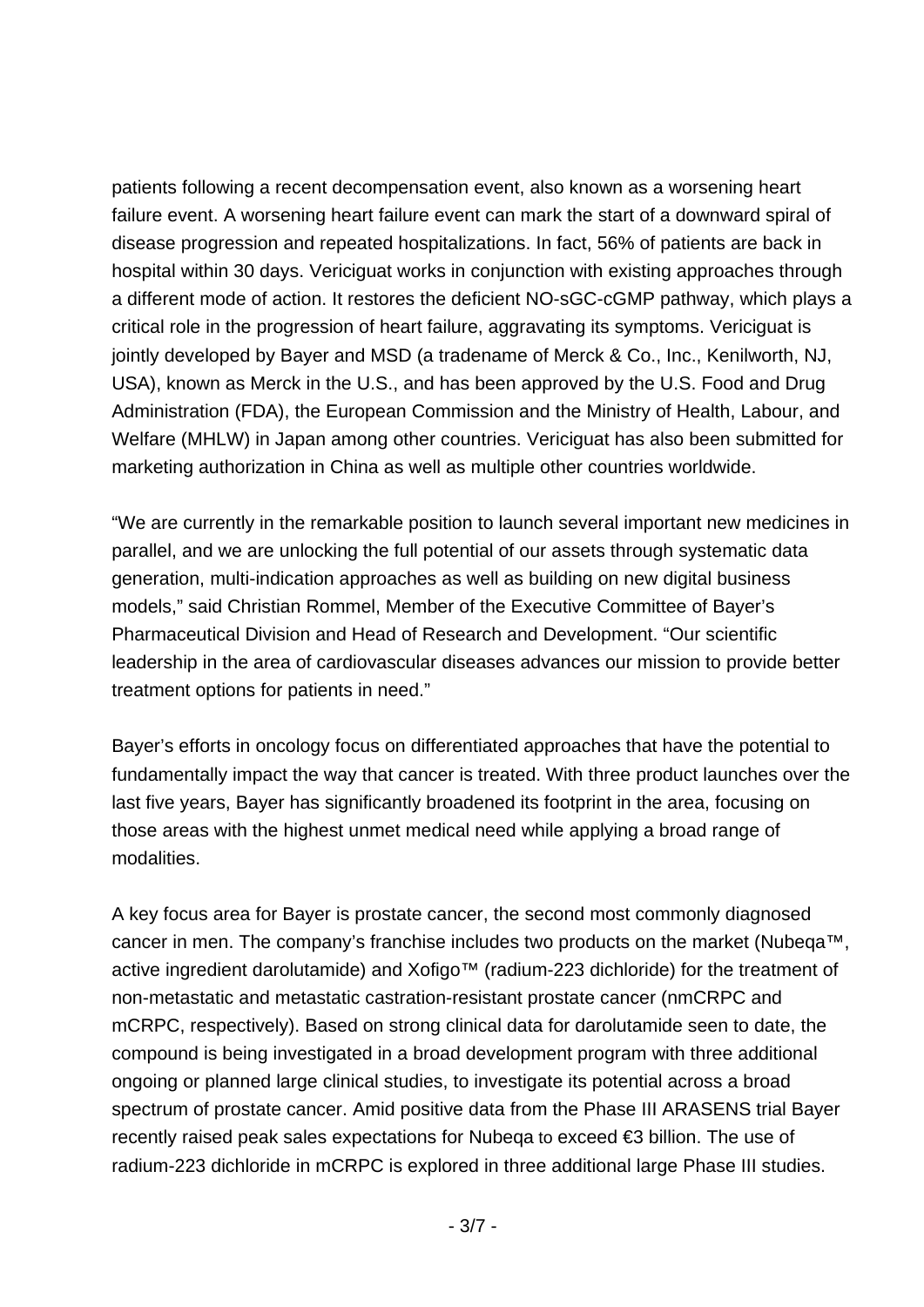patients following a recent decompensation event, also known as a worsening heart failure event. A worsening heart failure event can mark the start of a downward spiral of disease progression and repeated hospitalizations. In fact, 56% of patients are back in hospital within 30 days. Vericiguat works in conjunction with existing approaches through a different mode of action. It restores the deficient NO-sGC-cGMP pathway, which plays a critical role in the progression of heart failure, aggravating its symptoms. Vericiguat is jointly developed by Bayer and MSD (a tradename of Merck & Co., Inc., Kenilworth, NJ, USA), known as Merck in the U.S., and has been approved by the U.S. Food and Drug Administration (FDA), the European Commission and the Ministry of Health, Labour, and Welfare (MHLW) in Japan among other countries. Vericiguat has also been submitted for marketing authorization in China as well as multiple other countries worldwide.

“We are currently in the remarkable position to launch several important new medicines in parallel, and we are unlocking the full potential of our assets through systematic data generation, multi-indication approaches as well as building on new digital business models,” said Christian Rommel, Member of the Executive Committee of Bayer’s Pharmaceutical Division and Head of Research and Development. “Our scientific leadership in the area of cardiovascular diseases advances our mission to provide better treatment options for patients in need.”

Bayer’s efforts in oncology focus on differentiated approaches that have the potential to fundamentally impact the way that cancer is treated. With three product launches over the last five years, Bayer has significantly broadened its footprint in the area, focusing on those areas with the highest unmet medical need while applying a broad range of modalities.

A key focus area for Bayer is prostate cancer, the second most commonly diagnosed cancer in men. The company’s franchise includes two products on the market (Nubeqa™, active ingredient darolutamide) and Xofigo™ (radium-223 dichloride) for the treatment of non-metastatic and metastatic castration-resistant prostate cancer (nmCRPC and mCRPC, respectively). Based on strong clinical data for darolutamide seen to date, the compound is being investigated in a broad development program with three additional ongoing or planned large clinical studies, to investigate its potential across a broad spectrum of prostate cancer. Amid positive data from the Phase III ARASENS trial Bayer recently raised peak sales expectations for Nubeqa to exceed €3 billion. The use of radium-223 dichloride in mCRPC is explored in three additional large Phase III studies.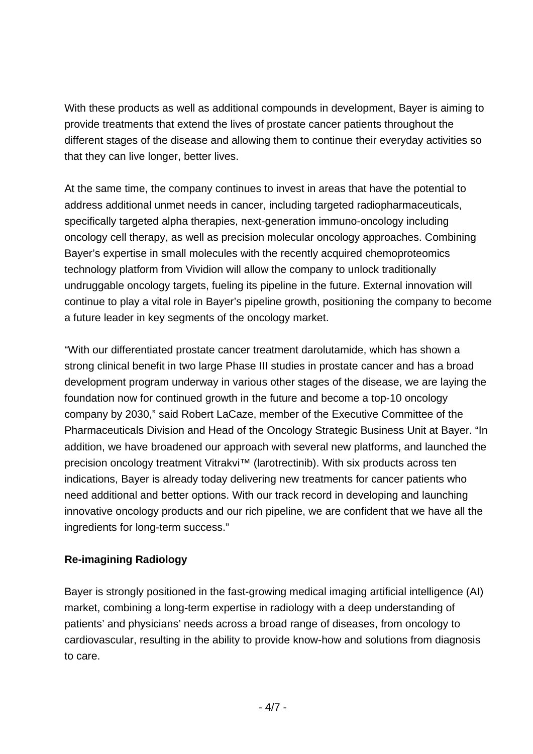With these products as well as additional compounds in development, Bayer is aiming to provide treatments that extend the lives of prostate cancer patients throughout the different stages of the disease and allowing them to continue their everyday activities so that they can live longer, better lives.

At the same time, the company continues to invest in areas that have the potential to address additional unmet needs in cancer, including targeted radiopharmaceuticals, specifically targeted alpha therapies, next-generation immuno-oncology including oncology cell therapy, as well as precision molecular oncology approaches. Combining Bayer's expertise in small molecules with the recently acquired chemoproteomics technology platform from Vividion will allow the company to unlock traditionally undruggable oncology targets, fueling its pipeline in the future. External innovation will continue to play a vital role in Bayer's pipeline growth, positioning the company to become a future leader in key segments of the oncology market.

"With our differentiated prostate cancer treatment darolutamide, which has shown a strong clinical benefit in two large Phase III studies in prostate cancer and has a broad development program underway in various other stages of the disease, we are laying the foundation now for continued growth in the future and become a top-10 oncology company by 2030," said Robert LaCaze, member of the Executive Committee of the Pharmaceuticals Division and Head of the Oncology Strategic Business Unit at Bayer. "In addition, we have broadened our approach with several new platforms, and launched the precision oncology treatment Vitrakvi™ (larotrectinib). With six products across ten indications, Bayer is already today delivering new treatments for cancer patients who need additional and better options. With our track record in developing and launching innovative oncology products and our rich pipeline, we are confident that we have all the ingredients for long-term success."

**Re-imagining Radiology**

Bayer is strongly positioned in the fast-growing medical imaging artificial intelligence (AI) market, combining a long-term expertise in radiology with a deep understanding of patients' and physicians' needs across a broad range of diseases, from oncology to cardiovascular, resulting in the ability to provide know-how and solutions from diagnosis to care.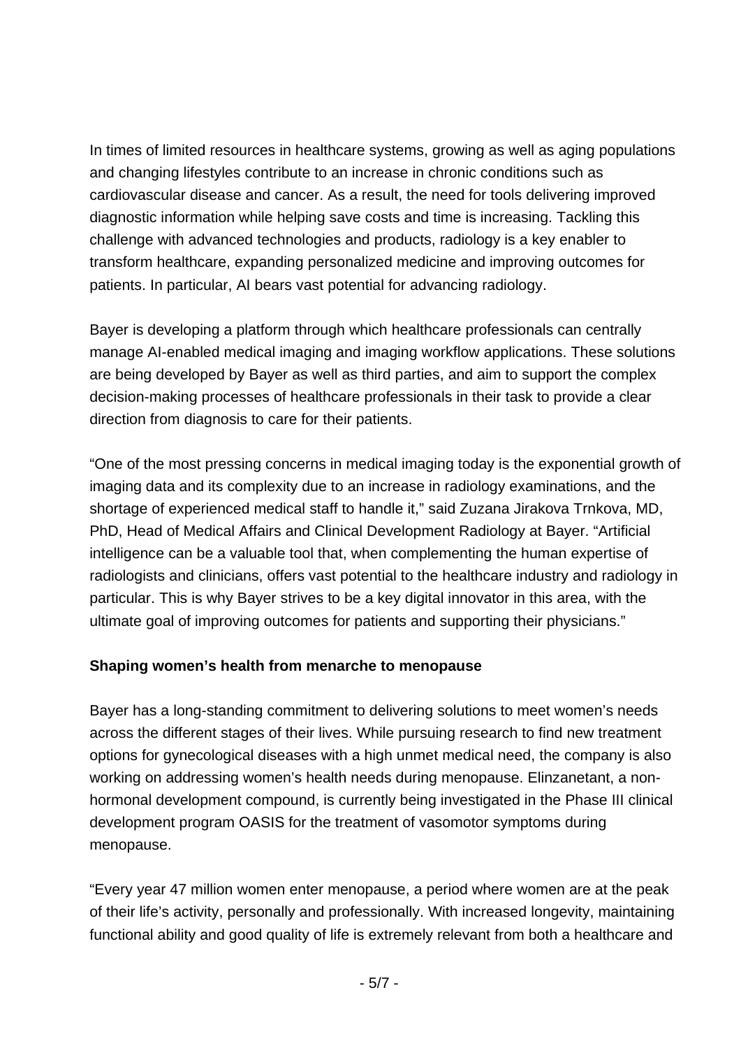In times of limited resources in healthcare systems, growing as well as aging populations and changing lifestyles contribute to an increase in chronic conditions such as cardiovascular disease and cancer. As a result, the need for tools delivering improved diagnostic information while helping save costs and time is increasing. Tackling this challenge with advanced technologies and products, radiology is a key enabler to transform healthcare, expanding personalized medicine and improving outcomes for patients. In particular, AI bears vast potential for advancing radiology.

Bayer is developing a platform through which healthcare professionals can centrally manage AI-enabled medical imaging and imaging workflow applications. These solutions are being developed by Bayer as well as third parties, and aim to support the complex decision-making processes of healthcare professionals in their task to provide a clear direction from diagnosis to care for their patients.

“One of the most pressing concerns in medical imaging today is the exponential growth of imaging data and its complexity due to an increase in radiology examinations, and the shortage of experienced medical staff to handle it,” said Zuzana Jirakova Trnkova, MD, PhD, Head of Medical Affairs and Clinical Development Radiology at Bayer. “Artificial intelligence can be a valuable tool that, when complementing the human expertise of radiologists and clinicians, offers vast potential to the healthcare industry and radiology in particular. This is why Bayer strives to be a key digital innovator in this area, with the ultimate goal of improving outcomes for patients and supporting their physicians.”

**Shaping women’s health from menarche to menopause**

Bayer has a long-standing commitment to delivering solutions to meet women’s needs across the different stages of their lives. While pursuing research to find new treatment options for gynecological diseases with a high unmet medical need, the company is also working on addressing women’s health needs during menopause. Elinzanetant, a non-hormonal development compound, is currently being investigated in the Phase III clinical development program OASIS for the treatment of vasomotor symptoms during menopause.

“Every year 47 million women enter menopause, a period where women are at the peak of their life’s activity, personally and professionally. With increased longevity, maintaining functional ability and good quality of life is extremely relevant from both a healthcare and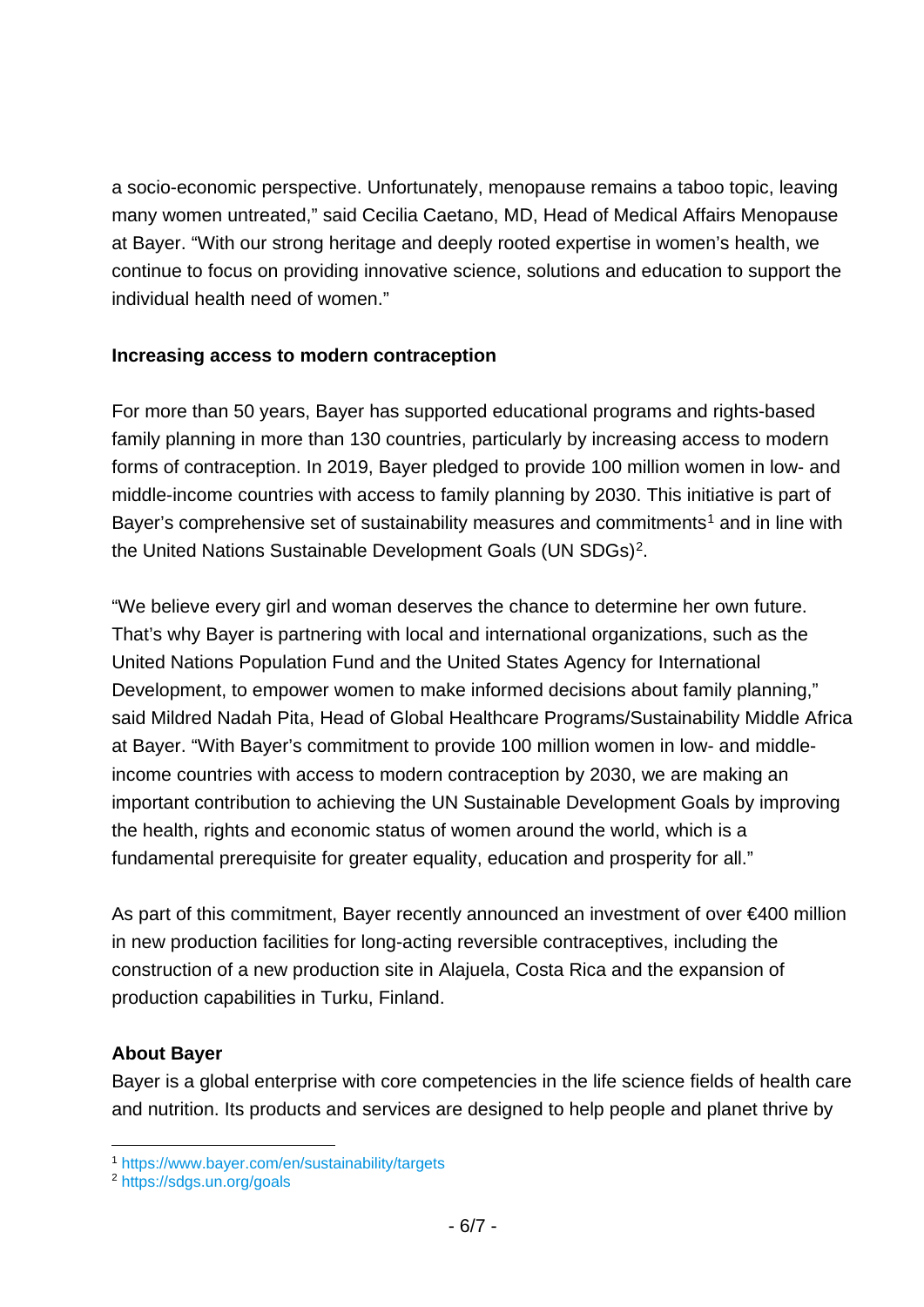a socio-economic perspective. Unfortunately, menopause remains a taboo topic, leaving many women untreated," said Cecilia Caetano, MD, Head of Medical Affairs Menopause at Bayer. "With our strong heritage and deeply rooted expertise in women's health, we continue to focus on providing innovative science, solutions and education to support the individual health need of women."

**Increasing access to modern contraception**

For more than 50 years, Bayer has supported educational programs and rights-based family planning in more than 130 countries, particularly by increasing access to modern forms of contraception. In 2019, Bayer pledged to provide 100 million women in low- and middle-income countries with access to family planning by 2030. This initiative is part of Bayer's comprehensive set of sustainability measures and commitments[1] and in line with the United Nations Sustainable Development Goals (UN SDGs)[2].

"We believe every girl and woman deserves the chance to determine her own future. That's why Bayer is partnering with local and international organizations, such as the United Nations Population Fund and the United States Agency for International Development, to empower women to make informed decisions about family planning," said Mildred Nadah Pita, Head of Global Healthcare Programs/Sustainability Middle Africa at Bayer. "With Bayer's commitment to provide 100 million women in low- and middle-income countries with access to modern contraception by 2030, we are making an important contribution to achieving the UN Sustainable Development Goals by improving the health, rights and economic status of women around the world, which is a fundamental prerequisite for greater equality, education and prosperity for all."

As part of this commitment, Bayer recently announced an investment of over €400 million in new production facilities for long-acting reversible contraceptives, including the construction of a new production site in Alajuela, Costa Rica and the expansion of production capabilities in Turku, Finland.

**About Bayer**

Bayer is a global enterprise with core competencies in the life science fields of health care and nutrition. Its products and services are designed to help people and planet thrive by

[1] https://www.bayer.com/en/sustainability/targets

[2] https://sdgs.un.org/goals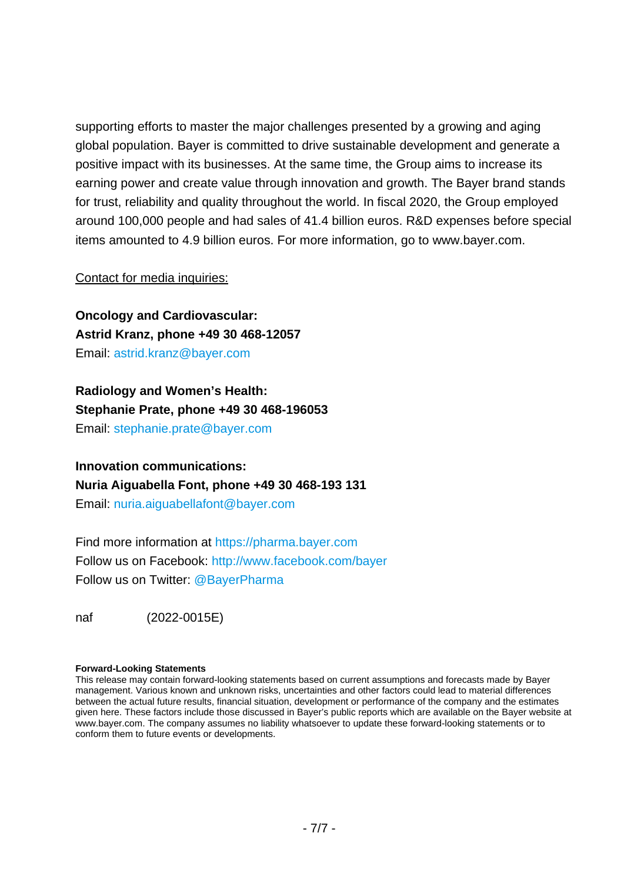supporting efforts to master the major challenges presented by a growing and aging global population. Bayer is committed to drive sustainable development and generate a positive impact with its businesses. At the same time, the Group aims to increase its earning power and create value through innovation and growth. The Bayer brand stands for trust, reliability and quality throughout the world. In fiscal 2020, the Group employed around 100,000 people and had sales of 41.4 billion euros. R&D expenses before special items amounted to 4.9 billion euros. For more information, go to www.bayer.com.

Contact for media inquiries:

**Oncology and Cardiovascular:**
**Astrid Kranz, phone +49 30 468-12057**
Email: astrid.kranz@bayer.com

**Radiology and Women's Health:**
**Stephanie Prate, phone +49 30 468-196053**
Email: stephanie.prate@bayer.com

**Innovation communications:**
**Nuria Aiguabella Font, phone +49 30 468-193 131**
Email: nuria.aiguabellafont@bayer.com

Find more information at https://pharma.bayer.com
Follow us on Facebook: http://www.facebook.com/bayer
Follow us on Twitter: @BayerPharma

naf (2022-0015E)

**Forward-Looking Statements**
This release may contain forward-looking statements based on current assumptions and forecasts made by Bayer management. Various known and unknown risks, uncertainties and other factors could lead to material differences between the actual future results, financial situation, development or performance of the company and the estimates given here. These factors include those discussed in Bayer's public reports which are available on the Bayer website at www.bayer.com. The company assumes no liability whatsoever to update these forward-looking statements or to conform them to future events or developments.